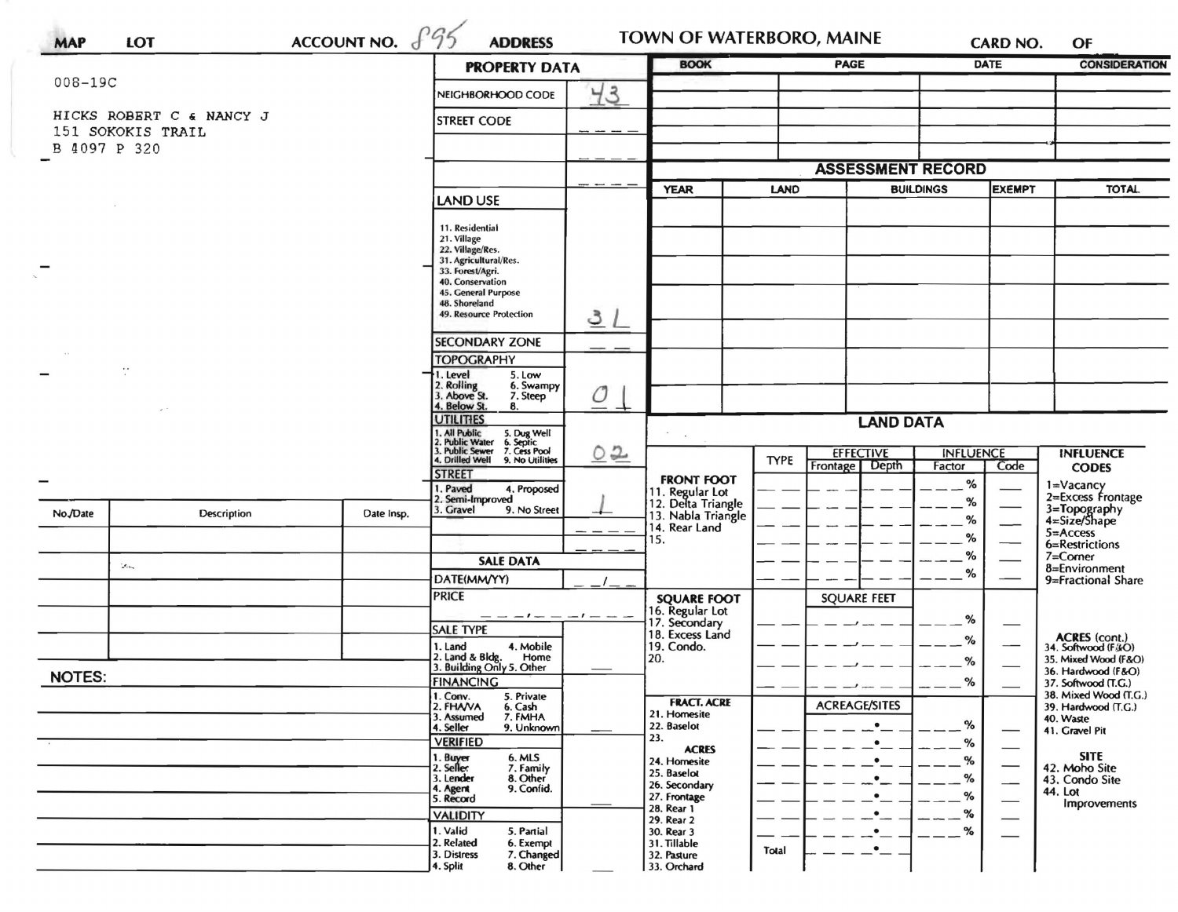MAP LOT ACCOUNT NO. 895 ADDRESS TOWN OF WATERBORO, MAINE CARD NO. OF

008-19C

HICKS ROBERT C & NANCY J
151 SOKOKIS TRAIL
B 4097 P 320

## PROPERTY DATA

| | |
|---|---|
| NEIGHBORHOOD CODE | 43 |
| STREET CODE | |
| LAND USE | 3L |
| SECONDARY ZONE | |
| TOPOGRAPHY | 01 |
| UTILITIES | 02 |
| STREET | 1 |
| SALE DATA | |
| DATE(MM/YY) | / |
| PRICE | |
| SALE TYPE | |
| FINANCING | |
| VERIFIED | |
| VALIDITY | |

LAND USE: 11. Residential, 21. Village, 22. Village/Res., 31. Agricultural/Res., 33. Forest/Agri., 40. Conservation, 45. General Purpose, 48. Shoreland, 49. Resource Protection

TOPOGRAPHY: 1. Level, 2. Rolling, 3. Above St., 4. Below St., 5. Low, 6. Swampy, 7. Steep, 8.

UTILITIES: 1. All Public, 2. Public Water, 3. Public Sewer, 4. Drilled Well, 5. Dug Well, 6. Septic, 7. Cess Pool, 9. No Utilities

STREET: 1. Paved, 2. Semi-Improved, 3. Gravel, 4. Proposed, 9. No Street

SALE TYPE: 1. Land, 2. Land & Bldg., 3. Building Only, 4. Mobile Home, 5. Other

FINANCING: 1. Conv., 2. FHA/VA, 3. Assumed, 4. Seller, 5. Private, 6. Cash, 7. FMHA, 9. Unknown

VERIFIED: 1. Buyer, 2. Seller, 3. Lender, 4. Agent, 5. Record, 6. MLS, 7. Family, 8. Other, 9. Confid.

VALIDITY: 1. Valid, 2. Related, 3. Distress, 4. Split, 5. Partial, 6. Exempt, 7. Changed, 8. Other

| BOOK | PAGE | DATE | CONSIDERATION |
|---|---|---|---|
| | | | |
| | | | |
| | | | |
| | | | |
| | | | |

## ASSESSMENT RECORD

| YEAR | LAND | BUILDINGS | EXEMPT | TOTAL |
|---|---|---|---|---|
| | | | | |
| | | | | |
| | | | | |
| | | | | |
| | | | | |
| | | | | |
| | | | | |

| No./Date | Description | Date Insp. |
|---|---|---|
| | | |
| | | |
| | | |
| | | |
| | | |
| | | |

NOTES:

## LAND DATA

| | TYPE | EFFECTIVE Frontage | EFFECTIVE Depth | INFLUENCE Factor | INFLUENCE Code |
|---|---|---|---|---|---|
| **FRONT FOOT** | | | | | |
| 11. Regular Lot | | | | % | |
| 12. Delta Triangle | | | | % | |
| 13. Nabla Triangle | | | | % | |
| 14. Rear Land | | | | % | |
| 15. | | | | % | |
| | | | | % | |
| **SQUARE FOOT** | | SQUARE FEET | | | |
| 16. Regular Lot | | | | % | |
| 17. Secondary | | | | % | |
| 18. Excess Land | | | | % | |
| 19. Condo. | | | | % | |
| 20. | | | | | |
| **FRACT. ACRE** | | ACREAGE/SITES | | | |
| 21. Homesite | | | | % | |
| 22. Baselot | | | | % | |
| 23. | | | | % | |
| **ACRES** | | | | | |
| 24. Homesite | | | | % | |
| 25. Baselot | | | | % | |
| 26. Secondary | | | | % | |
| 27. Frontage | | | | % | |
| 28. Rear 1 | | | | % | |
| 29. Rear 2 | | | | | |
| 30. Rear 3 | | | | | |
| 31. Tillable | Total | | | | |
| 32. Pasture | | | | | |
| 33. Orchard | | | | | |

**INFLUENCE CODES**
1=Vacancy
2=Excess Frontage
3=Topography
4=Size/Shape
5=Access
6=Restrictions
7=Corner
8=Environment
9=Fractional Share

**ACRES (cont.)**
34. Softwood (F&O)
35. Mixed Wood (F&O)
36. Hardwood (F&O)
37. Softwood (T.G.)
38. Mixed Wood (T.G.)
39. Hardwood (T.G.)
40. Waste
41. Gravel Pit

**SITE**
42. Moho Site
43. Condo Site
44. Lot Improvements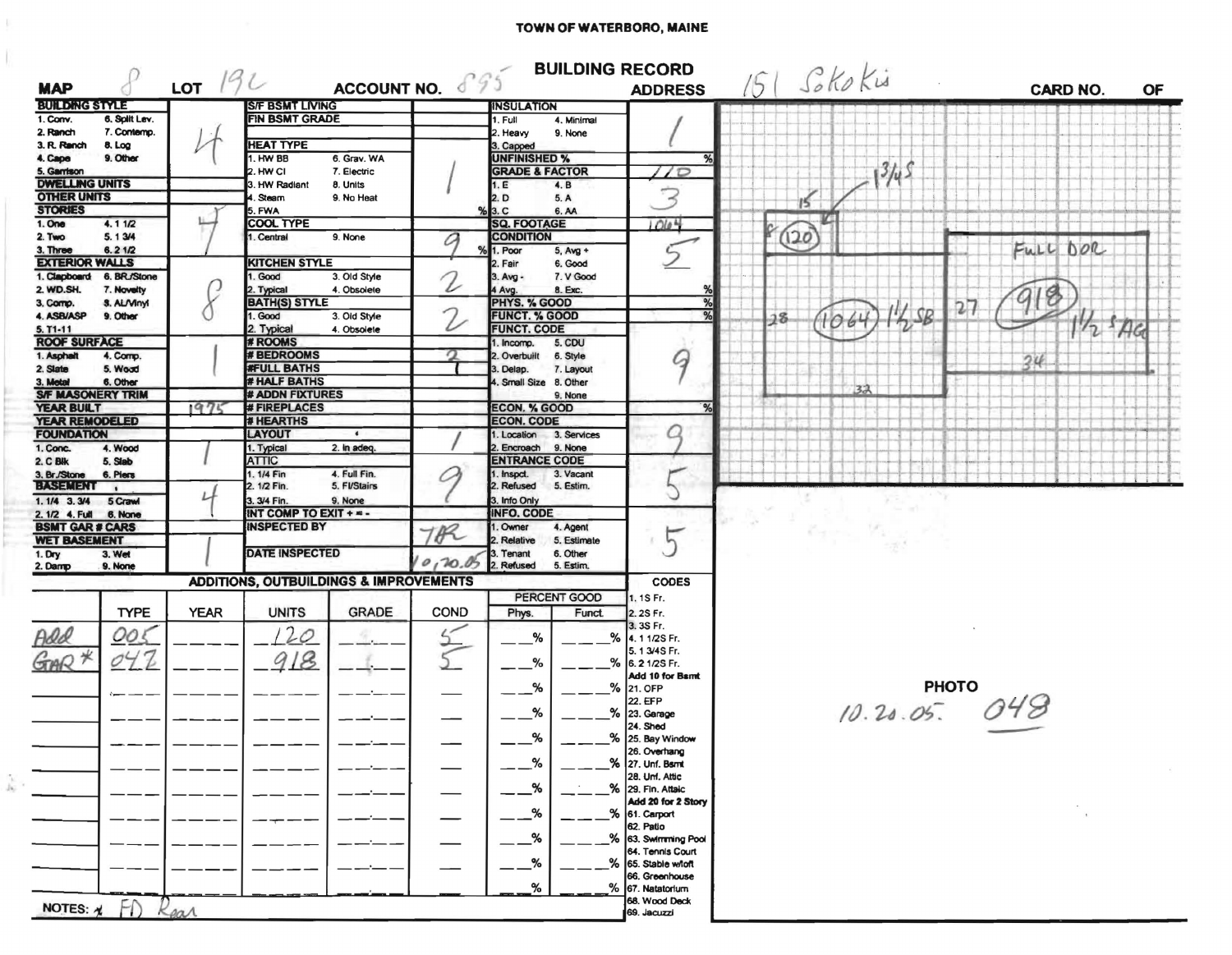**TOWN OF WATERBORO, MAINE**

## BUILDING RECORD

MAP 8 LOT 19C ACCOUNT NO. 895 ADDRESS 151 Sokokis CARD NO. OF

| | | | | | |
|---|---|---|---|---|---|
| **BUILDING STYLE** 1. Conv. 2. Ranch 3. R. Ranch 4. Cape 5. Garrison 6. Split Lev. 7. Contemp. 8. Log 9. Other | 4 | **S/F BSMT LIVING** | | **INSULATION** 1. Full 2. Heavy 3. Capped 4. Minimal 9. None | 1 |
| **DWELLING UNITS** | | **FIN BSMT GRADE** | | **UNFINISHED %** | % |
| **OTHER UNITS** | | **HEAT TYPE** 1. HW BB 2. HW CI 3. HW Radiant 4. Steam 5. FWA 6. Grav. WA 7. Electric 8. Units 9. No Heat | 1 % | **GRADE & FACTOR** 1. E 2. D 3. C 4. B 5. A 6. AA | 110 3 |
| **STORIES** 1. One 2. Two 3. Three 4. 1 1/2 5. 1 3/4 6. 2 1/2 | 4 | **COOL TYPE** 1. Central 9. None | 9 % | **SQ. FOOTAGE** | 1064 |
| **EXTERIOR WALLS** 1. Clapboard 2. WD.SH. 3. Comp. 4. ASB/ASP 5. T1-11 6. BR./Stone 7. Novelty 8. AL/Vinyl 9. Other | 8 | **KITCHEN STYLE** 1. Good 2. Typical 3. Old Style 4. Obsolete | 2 | **CONDITION** 1. Poor 2. Fair 3. Avg - 4. Avg. 5. Avg + 6. Good 7. V Good 8. Exc. | 5 |
| **ROOF SURFACE** 1. Asphalt 2. Slate 3. Metal 4. Comp. 5. Wood 6. Other | 1 | **BATH(S) STYLE** 1. Good 2. Typical 3. Old Style 4. Obsolete | 2 | **PHYS. % GOOD** | % |
| **S/F MASONERY TRIM** | | **# ROOMS** | | **FUNCT. % GOOD** | % |
| **YEAR BUILT** | 1975 | **# BEDROOMS** | 3 | **FUNCT. CODE** 1. Incomp. 2. Overbuilt 3. Delap. 4. Small Size 5. CDU 6. Style 7. Layout 8. Other 9. None | 9 |
| **YEAR REMODELED** | | **#FULL BATHS** | 1 | | |
| **FOUNDATION** 1. Conc. 2. C Blk 3. Br./Stone 4. Wood 5. Slab 6. Piers | 1 | **# HALF BATHS** | | **ECON. % GOOD** | % |
| **BASEMENT** 1. 1/4 2. 1/2 3. 3/4 4. Full 5 Crawl 6. None | 4 | **# ADDN FIXTURES** | | **ECON. CODE** 1. Location 2. Encroach 3. Services 9. None | 9 |
| **BSMT GAR # CARS** | | **# FIREPLACES** | | **ENTRANCE CODE** 1. Inspct. 2. Refused 3. Info Only 4. Vacant 5. Estim. | 5 |
| **WET BASEMENT** 1. Dry 2. Damp 3. Wet 9. None | 1 | **# HEARTHS** | | **INFO. CODE** 1. Owner 2. Relative 3. Tenant 4. Agent 5. Estimate 6. Other | 5 |
| | | **LAYOUT** 1. Typical 2. In adeq. | 1 | | |
| | | **ATTIC** 1. 1/4 Fin 2. 1/2 Fin. 3. 3/4 Fin. 4. Full Fin. 5. Fl/Stairs 9. None | 9 | | |
| | | **INT COMP TO EXIT + = -** | | | |
| | | **INSPECTED BY** | TAR | | |
| | | **DATE INSPECTED** | 10.20.05 | | |

### ADDITIONS, OUTBUILDINGS & IMPROVEMENTS

| | TYPE | YEAR | UNITS | GRADE | COND | PERCENT GOOD Phys. | Funct. |
|---|---|---|---|---|---|---|---|
| Add | 005 | | 120 | | 5 | % | % |
| GAR * | 047 | | 918 | | 5 | % | % |
| | | | | | | % | % |
| | | | | | | % | % |
| | | | | | | % | % |
| | | | | | | % | % |
| | | | | | | % | % |
| | | | | | | % | % |
| | | | | | | % | % |
| | | | | | | % | % |
| | | | | | | % | % |

**CODES**
1. 1S Fr.
2. 2S Fr.
3. 3S Fr.
4. 1 1/2S Fr.
5. 1 3/4S Fr.
6. 2 1/2S Fr.
Add 10 for Bsmt
21. OFP
22. EFP
23. Garage
24. Shed
25. Bay Window
26. Overhang
27. Unf. Bsmt
28. Unf. Attic
29. Fin. Attaic
Add 20 for 2 Story
61. Carport
62. Patio
63. Swimming Pool
64. Tennis Court
65. Stable w/loft
66. Greenhouse
67. Natatorium
68. Wood Deck
69. Jacuzzi

NOTES: * FD Rear

Sketch: 15, 8, (120), 1 3/4 S, 28, (1064) 1 1/2 SB, 32, 27, (918) 1 1/2 S AG, 34, FULL DOR

PHOTO 10.20.05 048